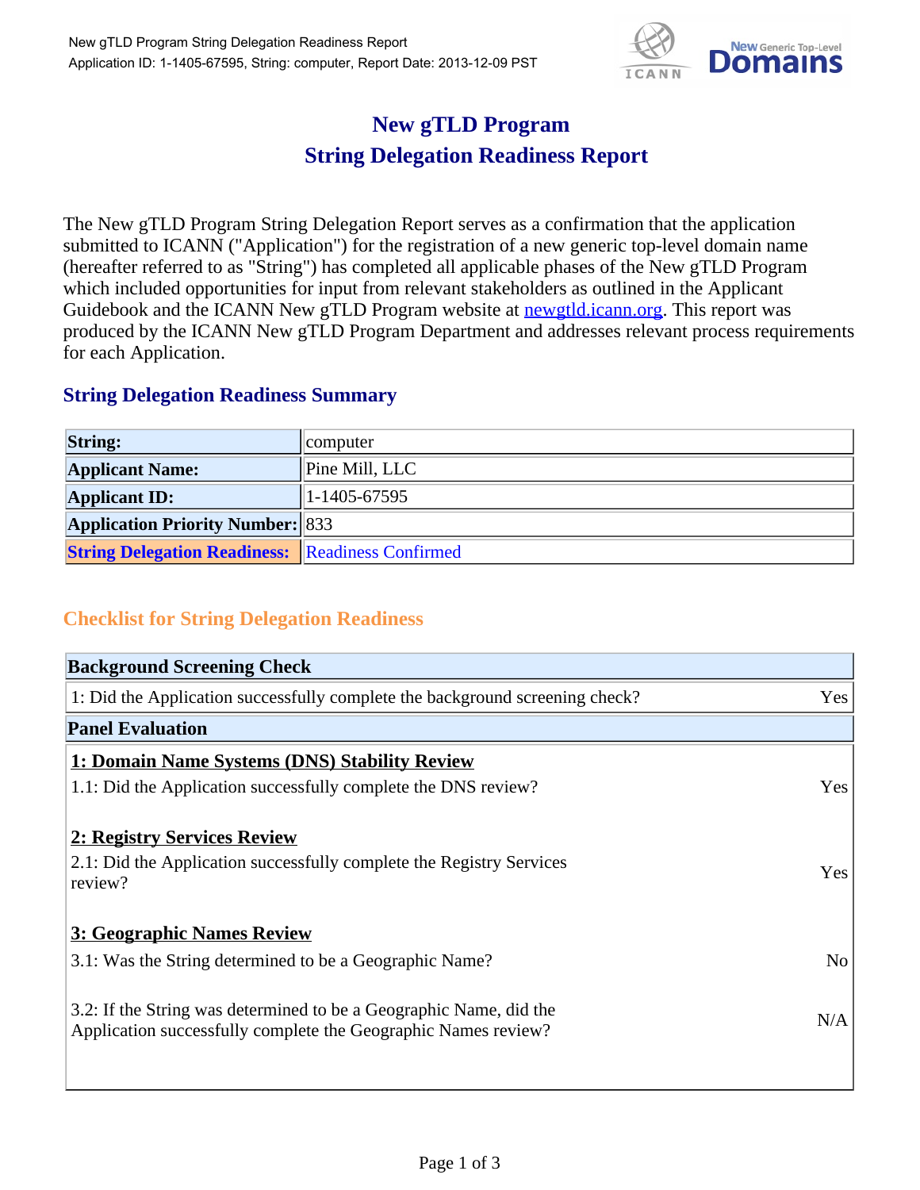# New gTLD Program
# String Delegation Readiness Report

The New gTLD Program String Delegation Report serves as a confirmation that the application submitted to ICANN ("Application") for the registration of a new generic top-level domain name (hereafter referred to as "String") has completed all applicable phases of the New gTLD Program which included opportunities for input from relevant stakeholders as outlined in the Applicant Guidebook and the ICANN New gTLD Program website at newgtld.icann.org. This report was produced by the ICANN New gTLD Program Department and addresses relevant process requirements for each Application.

## String Delegation Readiness Summary

| | |
|---|---|
| **String:** | computer |
| **Applicant Name:** | Pine Mill, LLC |
| **Applicant ID:** | 1-1405-67595 |
| **Application Priority Number:** | 833 |
| **String Delegation Readiness:** | Readiness Confirmed |

## Checklist for String Delegation Readiness

| **Background Screening Check** | |
|---|---|
| 1: Did the Application successfully complete the background screening check? | Yes |

| **Panel Evaluation** | |
|---|---|
| **1: Domain Name Systems (DNS) Stability Review** | |
| 1.1: Did the Application successfully complete the DNS review? | Yes |
| **2: Registry Services Review** | |
| 2.1: Did the Application successfully complete the Registry Services review? | Yes |
| **3: Geographic Names Review** | |
| 3.1: Was the String determined to be a Geographic Name? | No |
| 3.2: If the String was determined to be a Geographic Name, did the Application successfully complete the Geographic Names review? | N/A |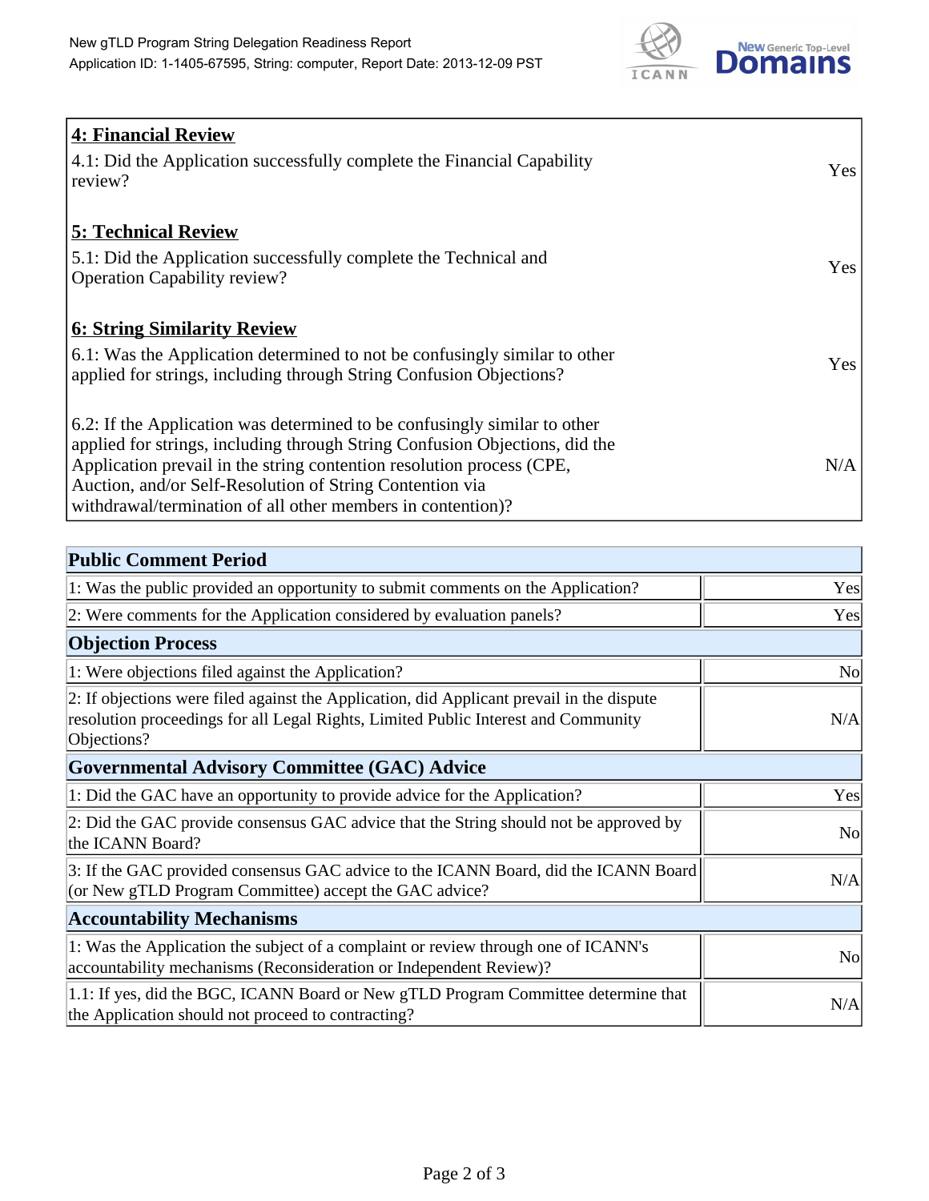| | |
|---|---|
| **4: Financial Review** | |
| 4.1: Did the Application successfully complete the Financial Capability review? | Yes |
| **5: Technical Review** | |
| 5.1: Did the Application successfully complete the Technical and Operation Capability review? | Yes |
| **6: String Similarity Review** | |
| 6.1: Was the Application determined to not be confusingly similar to other applied for strings, including through String Confusion Objections? | Yes |
| 6.2: If the Application was determined to be confusingly similar to other applied for strings, including through String Confusion Objections, did the Application prevail in the string contention resolution process (CPE, Auction, and/or Self-Resolution of String Contention via withdrawal/termination of all other members in contention)? | N/A |

| **Public Comment Period** | |
|---|---|
| 1: Was the public provided an opportunity to submit comments on the Application? | Yes |
| 2: Were comments for the Application considered by evaluation panels? | Yes |
| **Objection Process** | |
| 1: Were objections filed against the Application? | No |
| 2: If objections were filed against the Application, did Applicant prevail in the dispute resolution proceedings for all Legal Rights, Limited Public Interest and Community Objections? | N/A |
| **Governmental Advisory Committee (GAC) Advice** | |
| 1: Did the GAC have an opportunity to provide advice for the Application? | Yes |
| 2: Did the GAC provide consensus GAC advice that the String should not be approved by the ICANN Board? | No |
| 3: If the GAC provided consensus GAC advice to the ICANN Board, did the ICANN Board (or New gTLD Program Committee) accept the GAC advice? | N/A |
| **Accountability Mechanisms** | |
| 1: Was the Application the subject of a complaint or review through one of ICANN's accountability mechanisms (Reconsideration or Independent Review)? | No |
| 1.1: If yes, did the BGC, ICANN Board or New gTLD Program Committee determine that the Application should not proceed to contracting? | N/A |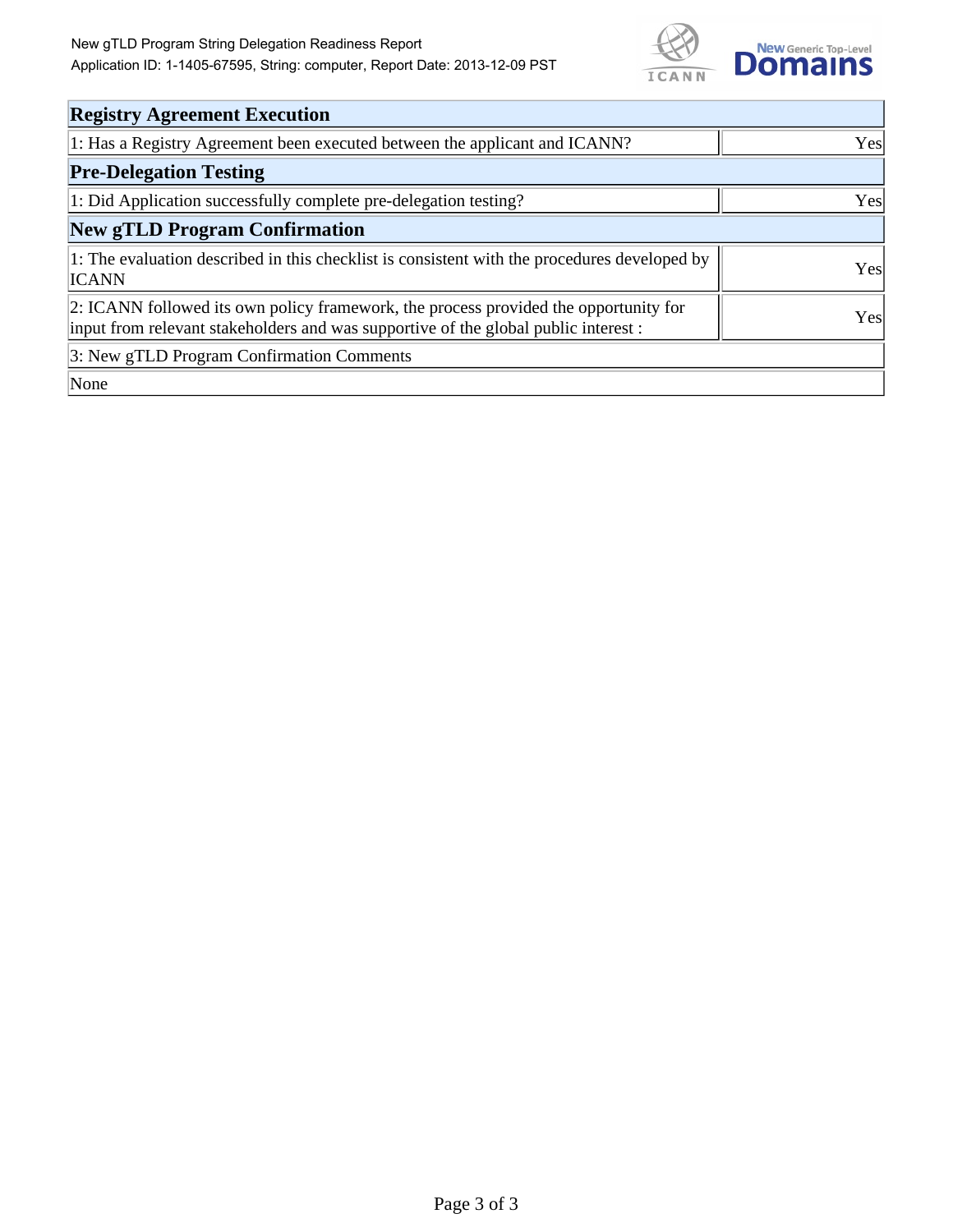| Registry Agreement Execution | |
|---|---|
| 1: Has a Registry Agreement been executed between the applicant and ICANN? | Yes |

| Pre-Delegation Testing | |
|---|---|
| 1: Did Application successfully complete pre-delegation testing? | Yes |

| New gTLD Program Confirmation | |
|---|---|
| 1: The evaluation described in this checklist is consistent with the procedures developed by ICANN | Yes |
| 2: ICANN followed its own policy framework, the process provided the opportunity for input from relevant stakeholders and was supportive of the global public interest : | Yes |
| 3: New gTLD Program Confirmation Comments | |
| None | |